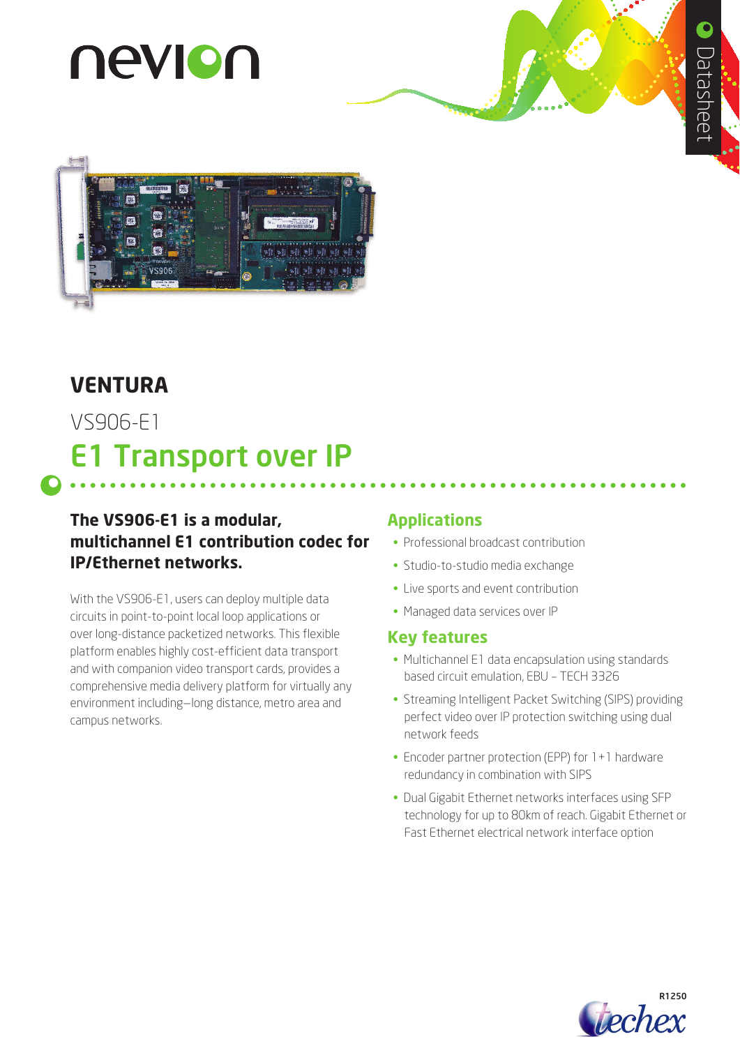nevion

Datasheet

# VENTURA

## VS906-E1

# E1 Transport over IP

**The VS906-E1 is a modular, multichannel E1 contribution codec for IP/Ethernet networks.**

With the VS906-E1, users can deploy multiple data circuits in point-to-point local loop applications or over long-distance packetized networks. This flexible platform enables highly cost-efficient data transport and with companion video transport cards, provides a comprehensive media delivery platform for virtually any environment including–long distance, metro area and campus networks.

## Applications

- Professional broadcast contribution
- Studio-to-studio media exchange
- Live sports and event contribution
- Managed data services over IP

## Key features

- Multichannel E1 data encapsulation using standards based circuit emulation, EBU – TECH 3326
- Streaming Intelligent Packet Switching (SIPS) providing perfect video over IP protection switching using dual network feeds
- Encoder partner protection (EPP) for 1+1 hardware redundancy in combination with SIPS
- Dual Gigabit Ethernet networks interfaces using SFP technology for up to 80km of reach. Gigabit Ethernet or Fast Ethernet electrical network interface option

R1250

techex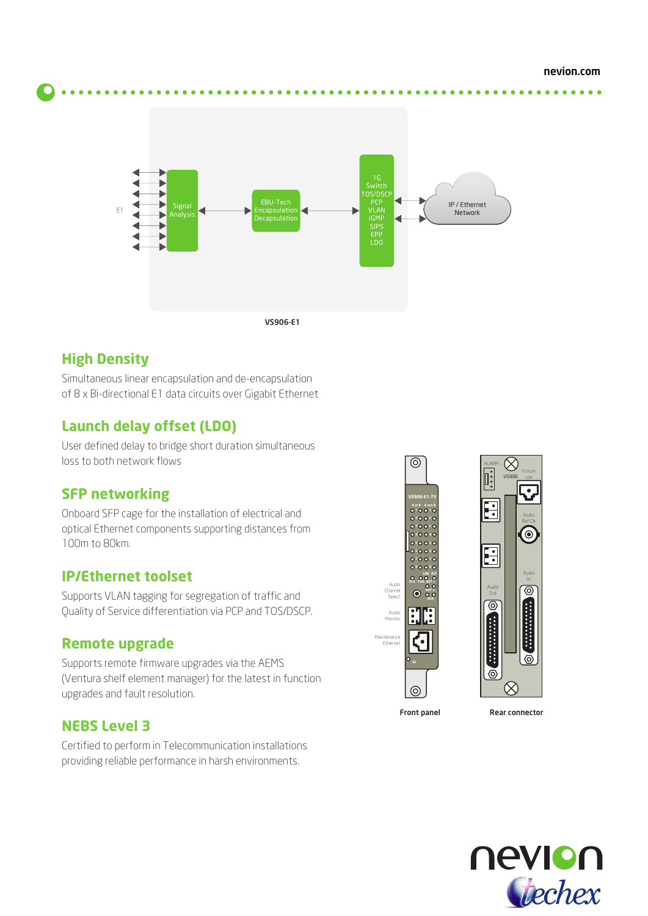VS906-E1

## High Density

Simultaneous linear encapsulation and de-encapsulation of 8 x Bi-directional E1 data circuits over Gigabit Ethernet

## Launch delay offset (LDO)

User defined delay to bridge short duration simultaneous loss to both network flows

## SFP networking

Onboard SFP cage for the installation of electrical and optical Ethernet components supporting distances from 100m to 80km.

## IP/Ethernet toolset

Supports VLAN tagging for segregation of traffic and Quality of Service differentiation via PCP and TOS/DSCP.

## Remote upgrade

Supports remote firmware upgrades via the AEMS (Ventura shelf element manager) for the latest in function upgrades and fault resolution.

## NEBS Level 3

Certified to perform in Telecommunication installations providing reliable performance in harsh environments.

Front panel

Rear connector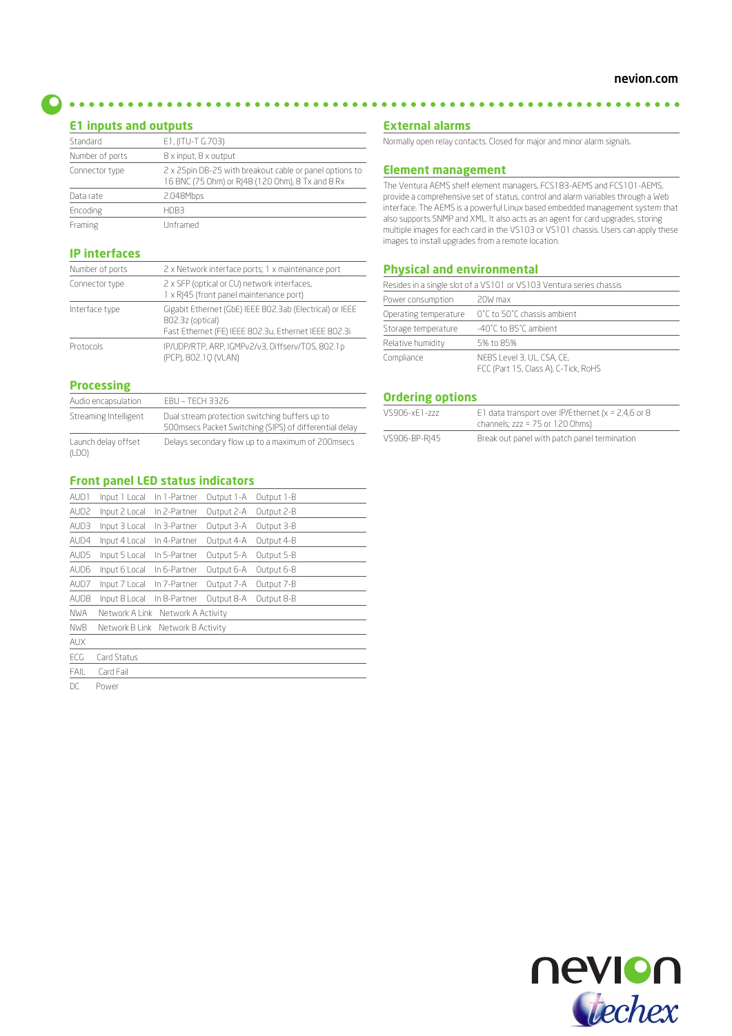## E1 inputs and outputs

| | |
|---|---|
| Standard | E1, (ITU-T G.703) |
| Number of ports | 8 x input, 8 x output |
| Connector type | 2 x 25pin DB-25 with breakout cable or panel options to 16 BNC (75 Ohm) or RJ48 (120 Ohm), 8 Tx and 8 Rx |
| Data rate | 2.048Mbps |
| Encoding | HDB3 |
| Framing | Unframed |

## IP interfaces

| | |
|---|---|
| Number of ports | 2 x Network interface ports; 1 x maintenance port |
| Connector type | 2 x SFP (optical or CU) network interfaces, 1 x RJ45 (front panel maintenance port) |
| Interface type | Gigabit Ethernet (GbE) IEEE 802.3ab (Electrical) or IEEE 802.3z (optical) Fast Ethernet (FE) IEEE 802.3u, Ethernet IEEE 802.3i |
| Protocols | IP/UDP/RTP, ARP, IGMPv2/v3, Diffserv/TOS, 802.1p (PCP), 802.1Q (VLAN) |

## Processing

| | |
|---|---|
| Audio encapsulation | EBU – TECH 3326 |
| Streaming Intelligent | Dual stream protection switching buffers up to 500msecs Packet Switching (SIPS) of differential delay |
| Launch delay offset (LDO) | Delays secondary flow up to a maximum of 200msecs |

## Front panel LED status indicators

| | | | | |
|---|---|---|---|---|
| AUD1 | Input 1 Local | In 1-Partner | Output 1-A | Output 1-B |
| AUD2 | Input 2 Local | In 2-Partner | Output 2-A | Output 2-B |
| AUD3 | Input 3 Local | In 3-Partner | Output 3-A | Output 3-B |
| AUD4 | Input 4 Local | In 4-Partner | Output 4-A | Output 4-B |
| AUD5 | Input 5 Local | In 5-Partner | Output 5-A | Output 5-B |
| AUD6 | Input 6 Local | In 6-Partner | Output 6-A | Output 6-B |
| AUD7 | Input 7 Local | In 7-Partner | Output 7-A | Output 7-B |
| AUD8 | Input 8 Local | In 8-Partner | Output 8-A | Output 8-B |
| NWA | Network A Link | Network A Activity | | |
| NWB | Network B Link | Network B Activity | | |
| AUX | | | | |
| ECG | Card Status | | | |
| FAIL | Card Fail | | | |
| DC | Power | | | |

## External alarms

Normally open relay contacts. Closed for major and minor alarm signals.

## Element management

The Ventura AEMS shelf element managers, FCS183-AEMS and FCS101-AEMS, provide a comprehensive set of status, control and alarm variables through a Web interface. The AEMS is a powerful Linux based embedded management system that also supports SNMP and XML. It also acts as an agent for card upgrades, storing multiple images for each card in the VS103 or VS101 chassis. Users can apply these images to install upgrades from a remote location.

## Physical and environmental

Resides in a single slot of a VS101 or VS103 Ventura series chassis

| | |
|---|---|
| Power consumption | 20W max |
| Operating temperature | 0˚C to 50˚C chassis ambient |
| Storage temperature | -40˚C to 85˚C ambient |
| Relative humidity | 5% to 85% |
| Compliance | NEBS Level 3, UL, CSA, CE, FCC (Part 15, Class A), C-Tick, RoHS |

## Ordering options

| | |
|---|---|
| VS906-xE1-zzz | E1 data transport over IP/Ethernet (x = 2,4,6 or 8 channels; zzz = 75 or 120 Ohms) |
| VS906-BP-RJ45 | Break out panel with patch panel termination |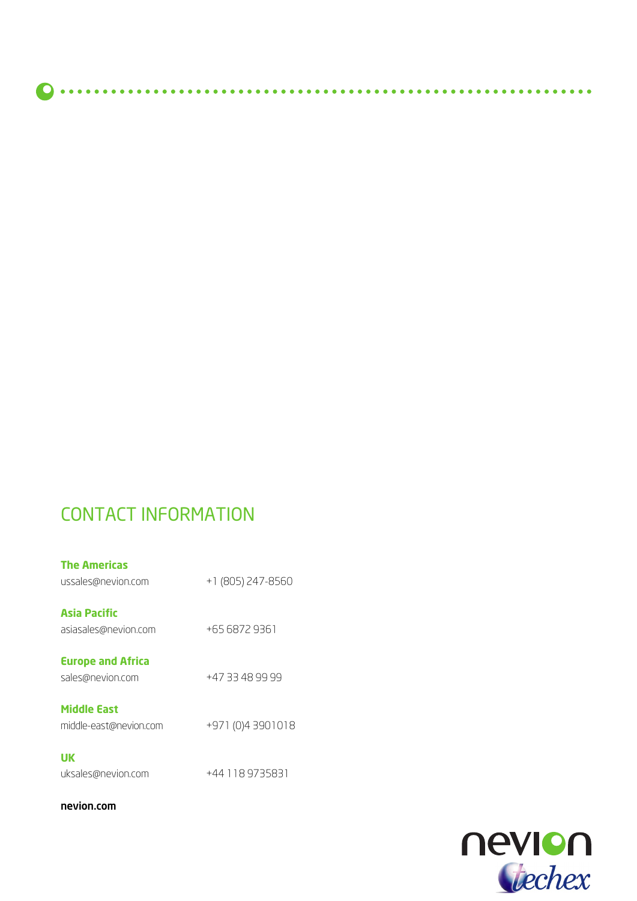## CONTACT INFORMATION

**The Americas**
ussales@nevion.com +1 (805) 247-8560

**Asia Pacific**
asiasales@nevion.com +65 6872 9361

**Europe and Africa**
sales@nevion.com +47 33 48 99 99

**Middle East**
middle-east@nevion.com +971 (0)4 3901018

**UK**
uksales@nevion.com +44 118 9735831

**nevion.com**